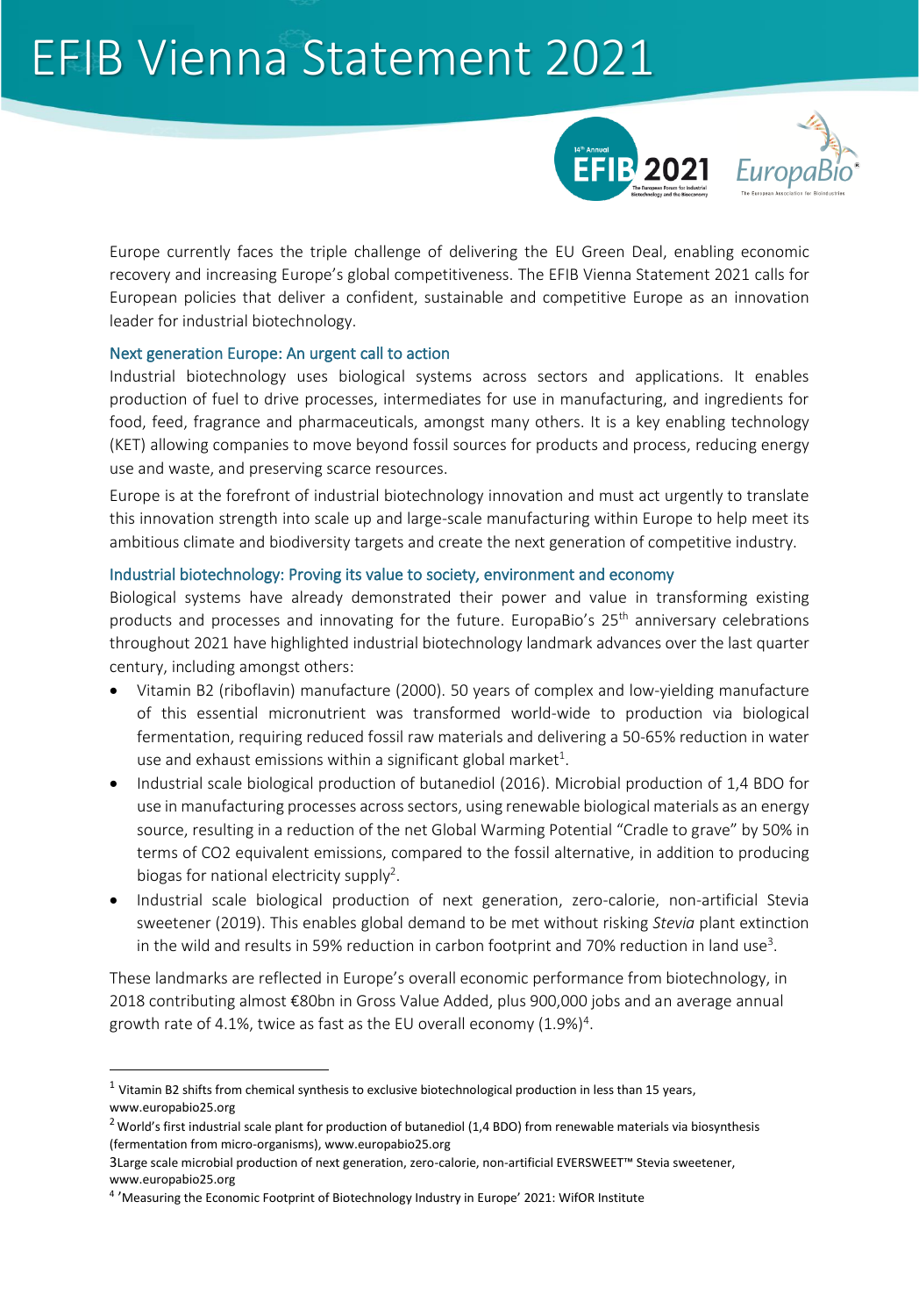# EFIB Vienna Statement 2021

Europe currently faces the triple challenge of delivering the EU Green Deal, enabling economic recovery and increasing Europe's global competitiveness. The EFIB Vienna Statement 2021 calls for European policies that deliver a confident, sustainable and competitive Europe as an innovation leader for industrial biotechnology.

## Next generation Europe: An urgent call to action

Industrial biotechnology uses biological systems across sectors and applications. It enables production of fuel to drive processes, intermediates for use in manufacturing, and ingredients for food, feed, fragrance and pharmaceuticals, amongst many others. It is a key enabling technology (KET) allowing companies to move beyond fossil sources for products and process, reducing energy use and waste, and preserving scarce resources.

Europe is at the forefront of industrial biotechnology innovation and must act urgently to translate this innovation strength into scale up and large-scale manufacturing within Europe to help meet its ambitious climate and biodiversity targets and create the next generation of competitive industry.

## Industrial biotechnology: Proving its value to society, environment and economy

Biological systems have already demonstrated their power and value in transforming existing products and processes and innovating for the future. EuropaBio's 25th anniversary celebrations throughout 2021 have highlighted industrial biotechnology landmark advances over the last quarter century, including amongst others:

- Vitamin B2 (riboflavin) manufacture (2000). 50 years of complex and low-yielding manufacture of this essential micronutrient was transformed world-wide to production via biological fermentation, requiring reduced fossil raw materials and delivering a 50-65% reduction in water use and exhaust emissions within a significant global market[1].
- Industrial scale biological production of butanediol (2016). Microbial production of 1,4 BDO for use in manufacturing processes across sectors, using renewable biological materials as an energy source, resulting in a reduction of the net Global Warming Potential "Cradle to grave" by 50% in terms of $CO_2$ equivalent emissions, compared to the fossil alternative, in addition to producing biogas for national electricity supply[2].
- Industrial scale biological production of next generation, zero-calorie, non-artificial Stevia sweetener (2019). This enables global demand to be met without risking *Stevia* plant extinction in the wild and results in 59% reduction in carbon footprint and 70% reduction in land use[3].

These landmarks are reflected in Europe's overall economic performance from biotechnology, in 2018 contributing almost €80bn in Gross Value Added, plus 900,000 jobs and an average annual growth rate of 4.1%, twice as fast as the EU overall economy (1.9%)[4].

---

[1] Vitamin B2 shifts from chemical synthesis to exclusive biotechnological production in less than 15 years, www.europabio25.org

[2] World's first industrial scale plant for production of butanediol (1,4 BDO) from renewable materials via biosynthesis (fermentation from micro-organisms), www.europabio25.org

[3] Large scale microbial production of next generation, zero-calorie, non-artificial EVERSWEET™ Stevia sweetener, www.europabio25.org

[4] 'Measuring the Economic Footprint of Biotechnology Industry in Europe' 2021: WifOR Institute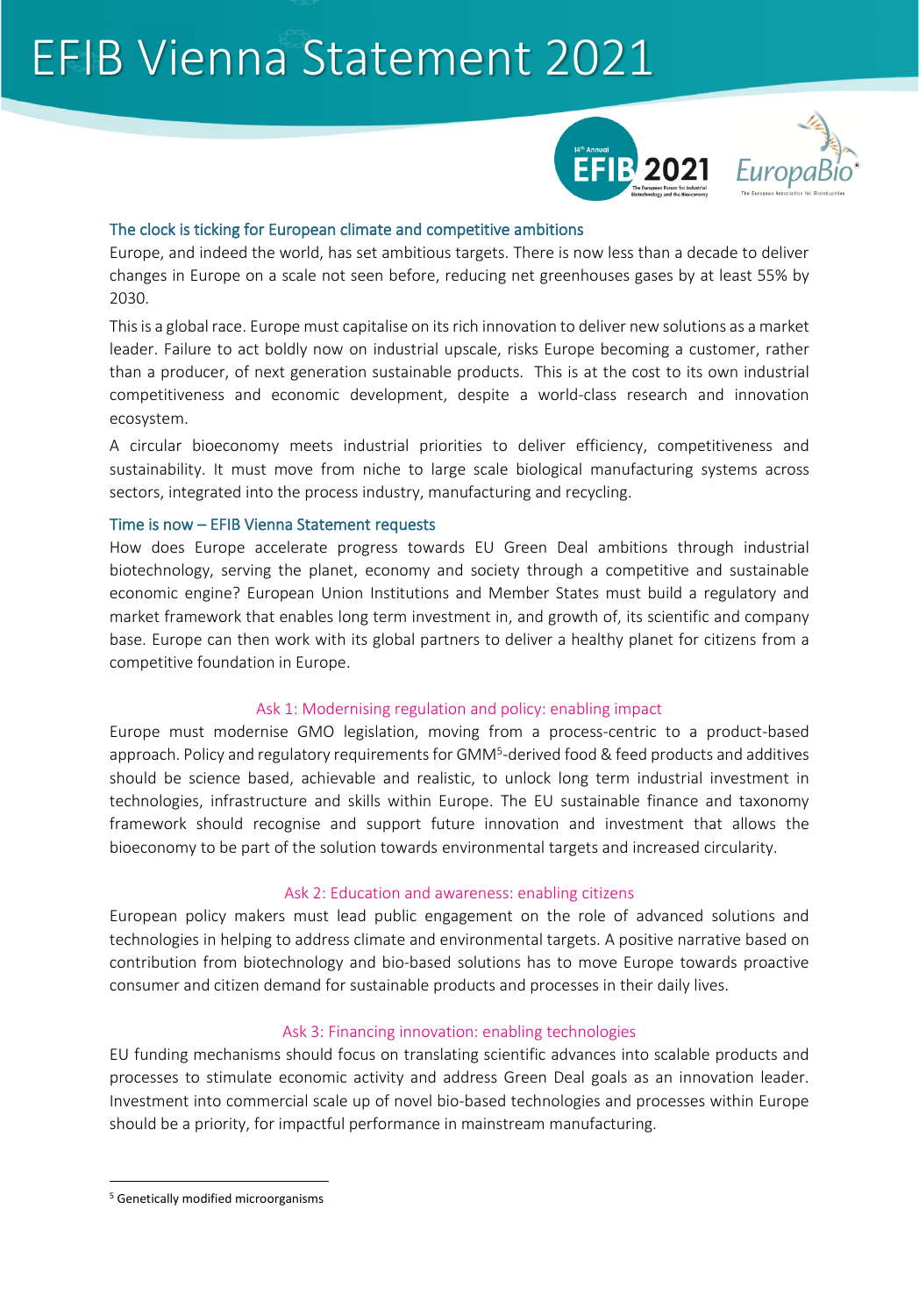# EFIB Vienna Statement 2021

### The clock is ticking for European climate and competitive ambitions

Europe, and indeed the world, has set ambitious targets. There is now less than a decade to deliver changes in Europe on a scale not seen before, reducing net greenhouses gases by at least 55% by 2030.

This is a global race. Europe must capitalise on its rich innovation to deliver new solutions as a market leader. Failure to act boldly now on industrial upscale, risks Europe becoming a customer, rather than a producer, of next generation sustainable products. This is at the cost to its own industrial competitiveness and economic development, despite a world-class research and innovation ecosystem.

A circular bioeconomy meets industrial priorities to deliver efficiency, competitiveness and sustainability. It must move from niche to large scale biological manufacturing systems across sectors, integrated into the process industry, manufacturing and recycling.

### Time is now – EFIB Vienna Statement requests

How does Europe accelerate progress towards EU Green Deal ambitions through industrial biotechnology, serving the planet, economy and society through a competitive and sustainable economic engine? European Union Institutions and Member States must build a regulatory and market framework that enables long term investment in, and growth of, its scientific and company base. Europe can then work with its global partners to deliver a healthy planet for citizens from a competitive foundation in Europe.

#### Ask 1: Modernising regulation and policy: enabling impact

Europe must modernise GMO legislation, moving from a process-centric to a product-based approach. Policy and regulatory requirements for GMM[5]-derived food & feed products and additives should be science based, achievable and realistic, to unlock long term industrial investment in technologies, infrastructure and skills within Europe. The EU sustainable finance and taxonomy framework should recognise and support future innovation and investment that allows the bioeconomy to be part of the solution towards environmental targets and increased circularity.

#### Ask 2: Education and awareness: enabling citizens

European policy makers must lead public engagement on the role of advanced solutions and technologies in helping to address climate and environmental targets. A positive narrative based on contribution from biotechnology and bio-based solutions has to move Europe towards proactive consumer and citizen demand for sustainable products and processes in their daily lives.

#### Ask 3: Financing innovation: enabling technologies

EU funding mechanisms should focus on translating scientific advances into scalable products and processes to stimulate economic activity and address Green Deal goals as an innovation leader. Investment into commercial scale up of novel bio-based technologies and processes within Europe should be a priority, for impactful performance in mainstream manufacturing.

---

[5] Genetically modified microorganisms